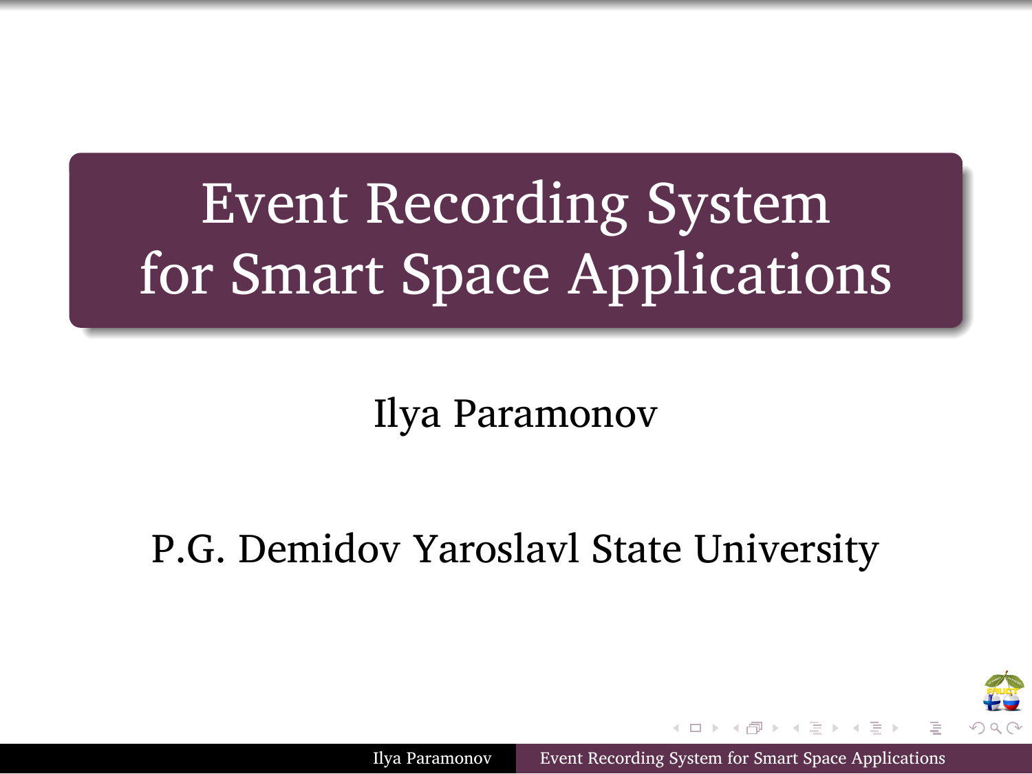# Event Recording System for Smart Space Applications

Ilya Paramonov

P.G. Demidov Yaroslavl State University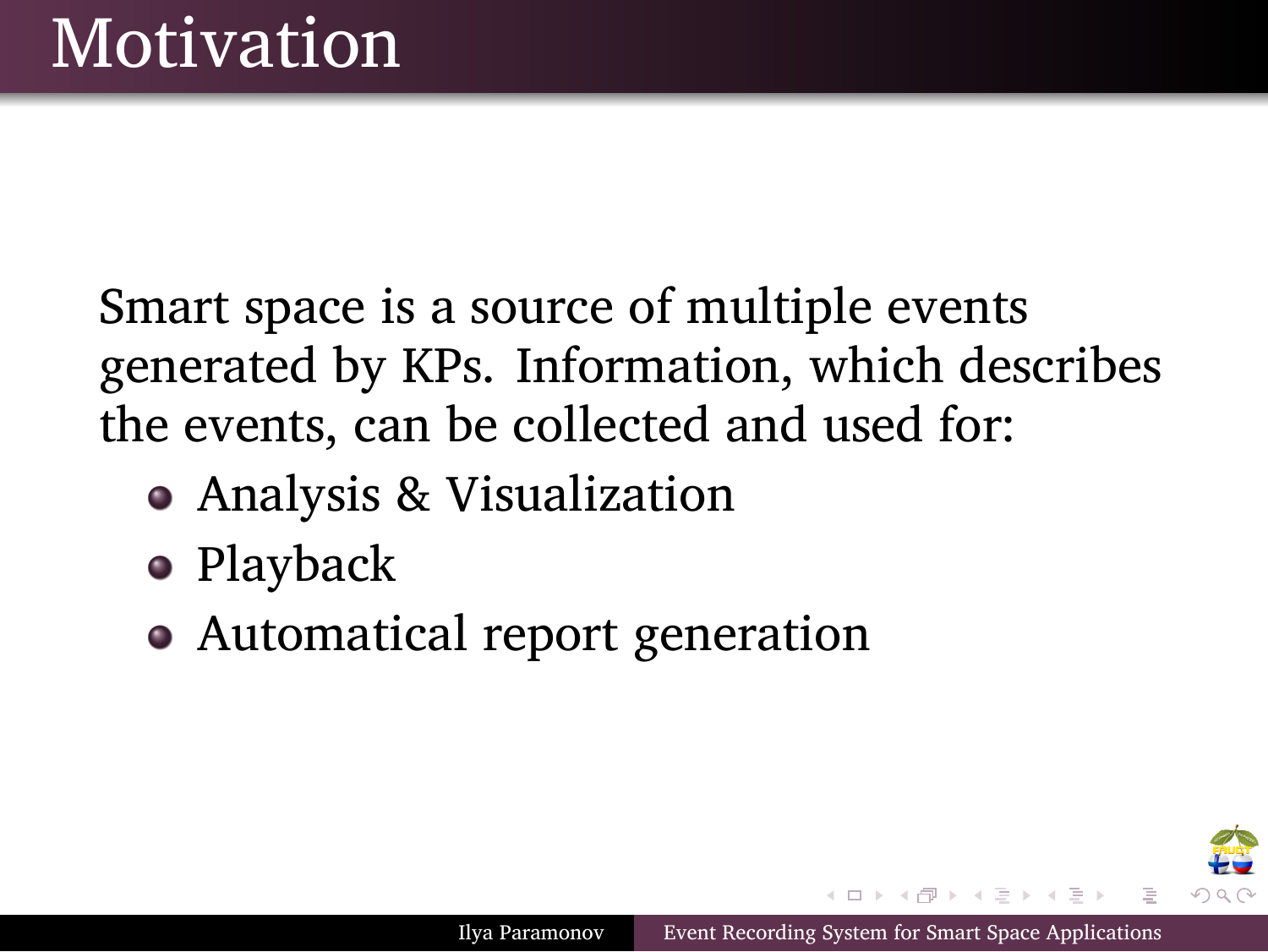# Motivation

Smart space is a source of multiple events generated by KPs. Information, which describes the events, can be collected and used for:

- Analysis & Visualization
- Playback
- Automatical report generation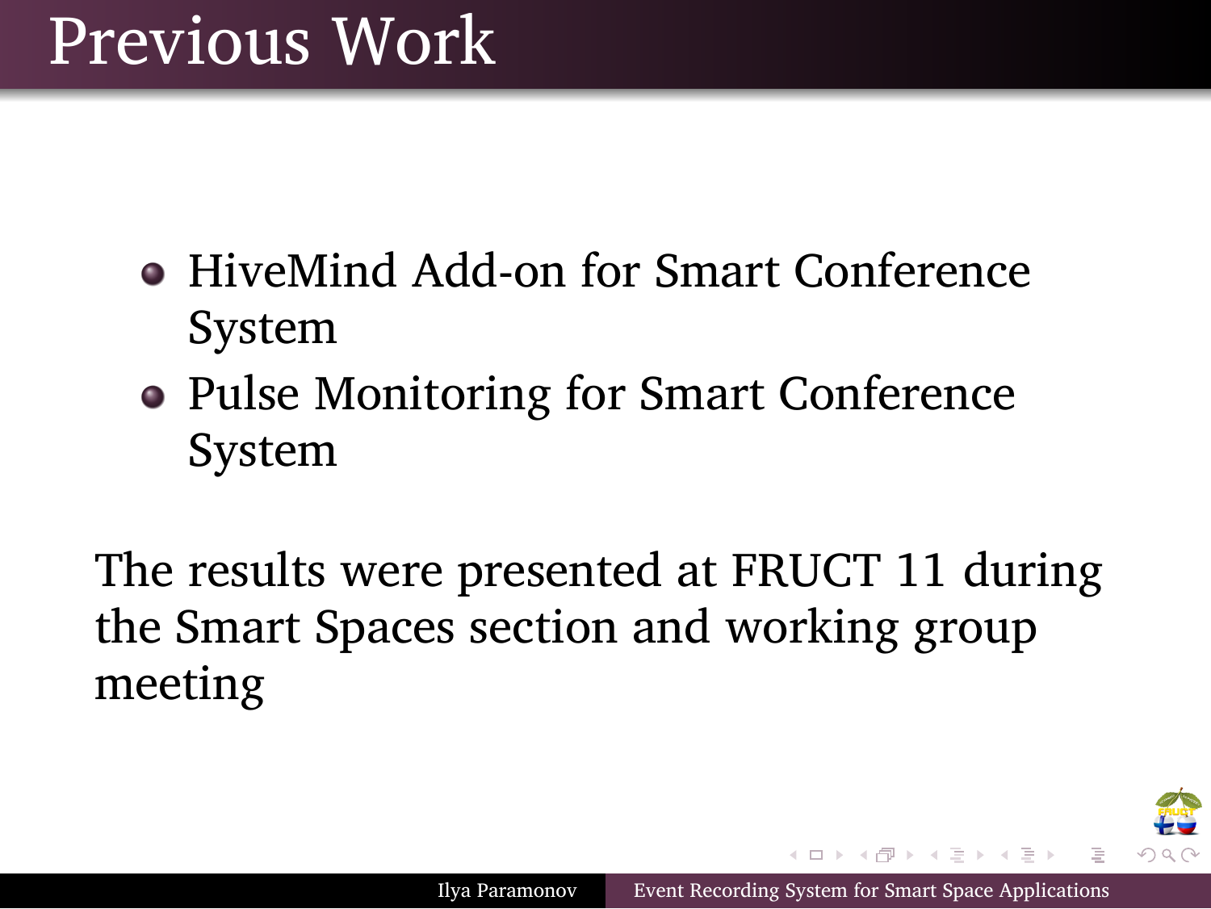# Previous Work

- HiveMind Add-on for Smart Conference System
- Pulse Monitoring for Smart Conference System

The results were presented at FRUCT 11 during the Smart Spaces section and working group meeting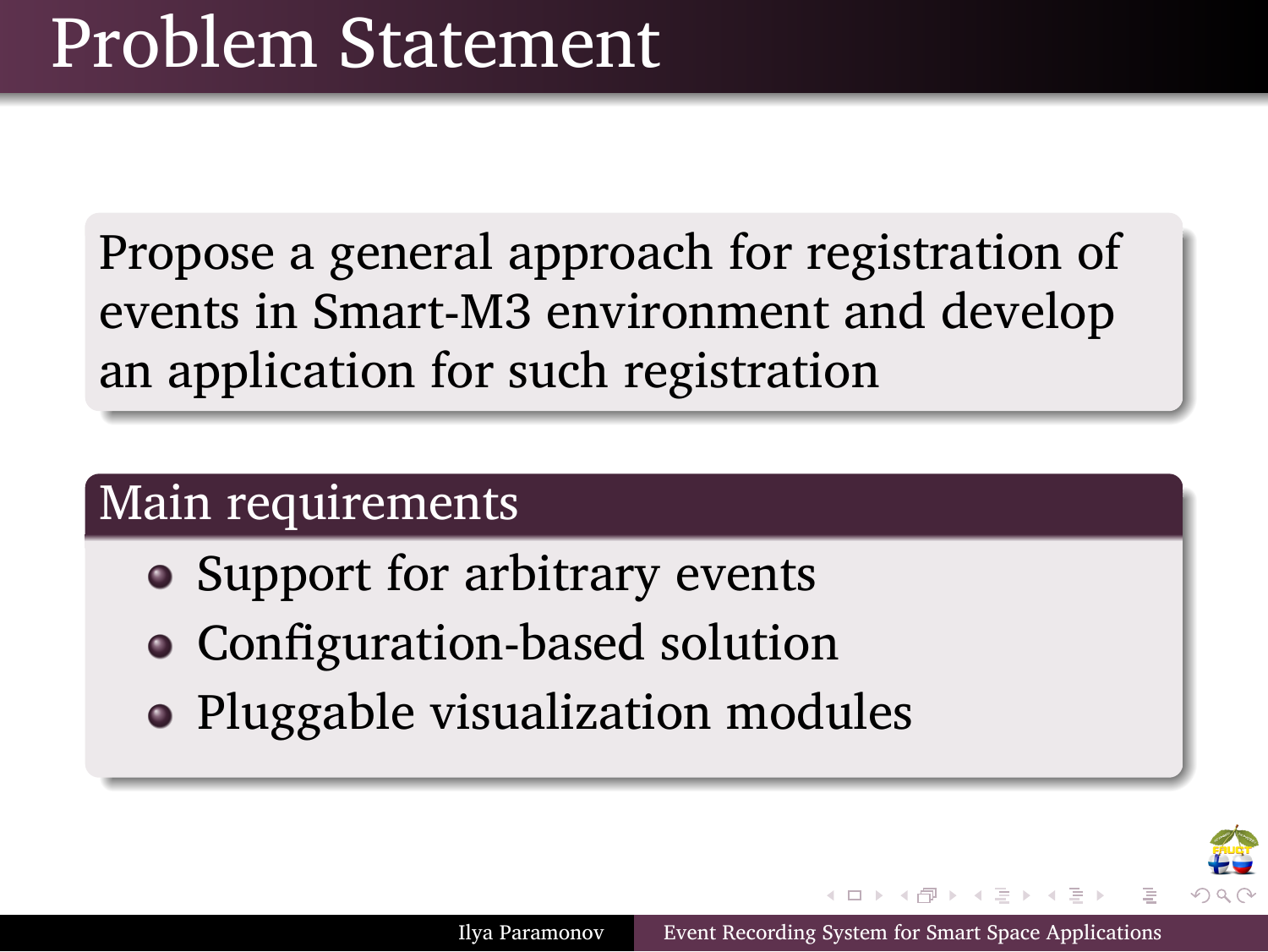# Problem Statement

Propose a general approach for registration of events in Smart-M3 environment and develop an application for such registration

## Main requirements

- Support for arbitrary events
- Configuration-based solution
- Pluggable visualization modules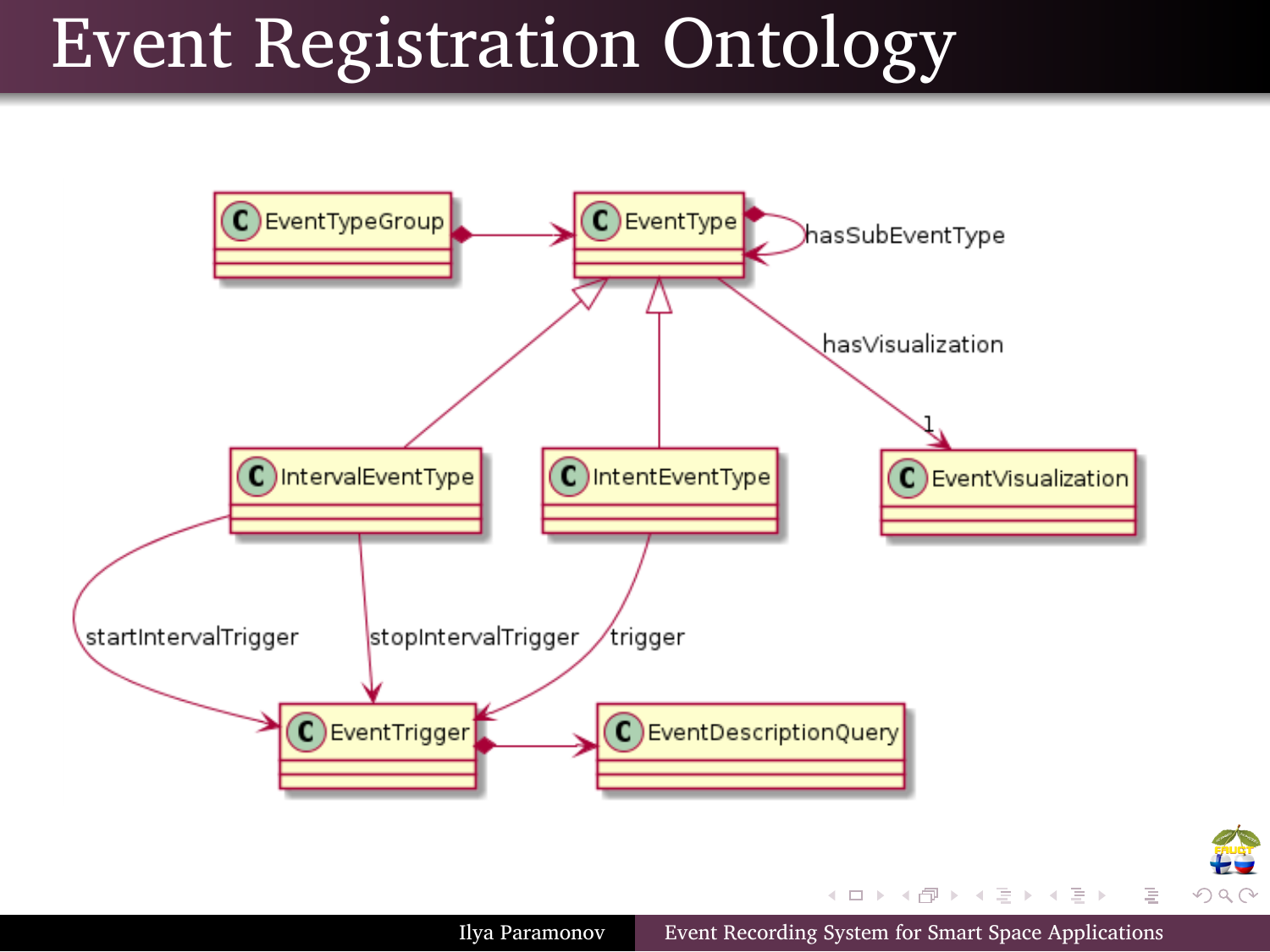# Event Registration Ontology

EventTypeGroup

EventType

hasSubEventType

hasVisualization

1

IntervalEventType

IntentEventType

EventVisualization

startIntervalTrigger

stopIntervalTrigger

trigger

EventTrigger

EventDescriptionQuery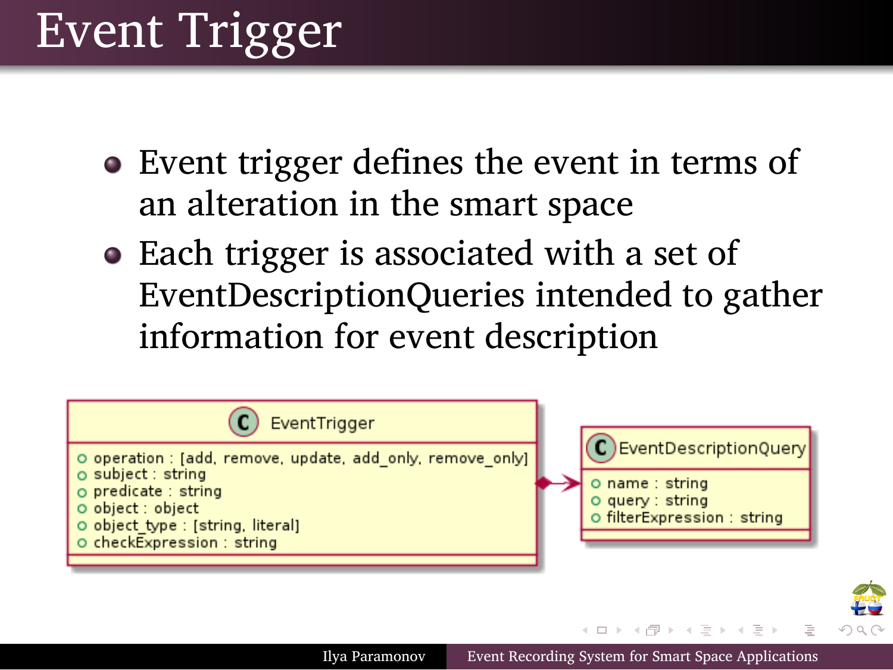# Event Trigger

- Event trigger defines the event in terms of an alteration in the smart space
- Each trigger is associated with a set of EventDescriptionQueries intended to gather information for event description

**EventTrigger**
- operation : [add, remove, update, add_only, remove_only]
- subject : string
- predicate : string
- object : object
- object_type : [string, literal]
- checkExpression : string

**EventDescriptionQuery**
- name : string
- query : string
- filterExpression : string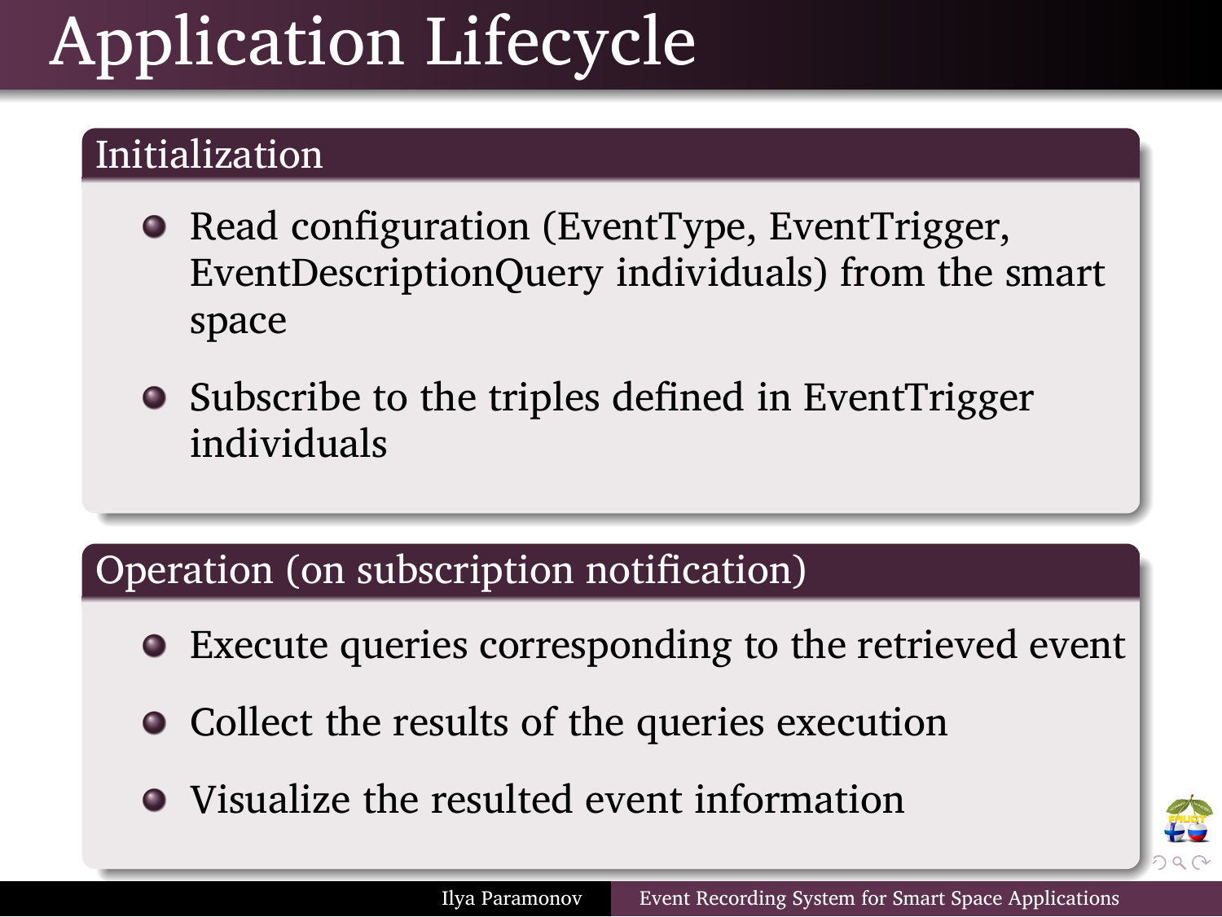# Application Lifecycle

## Initialization

- Read configuration (EventType, EventTrigger, EventDescriptionQuery individuals) from the smart space
- Subscribe to the triples defined in EventTrigger individuals

## Operation (on subscription notification)

- Execute queries corresponding to the retrieved event
- Collect the results of the queries execution
- Visualize the resulted event information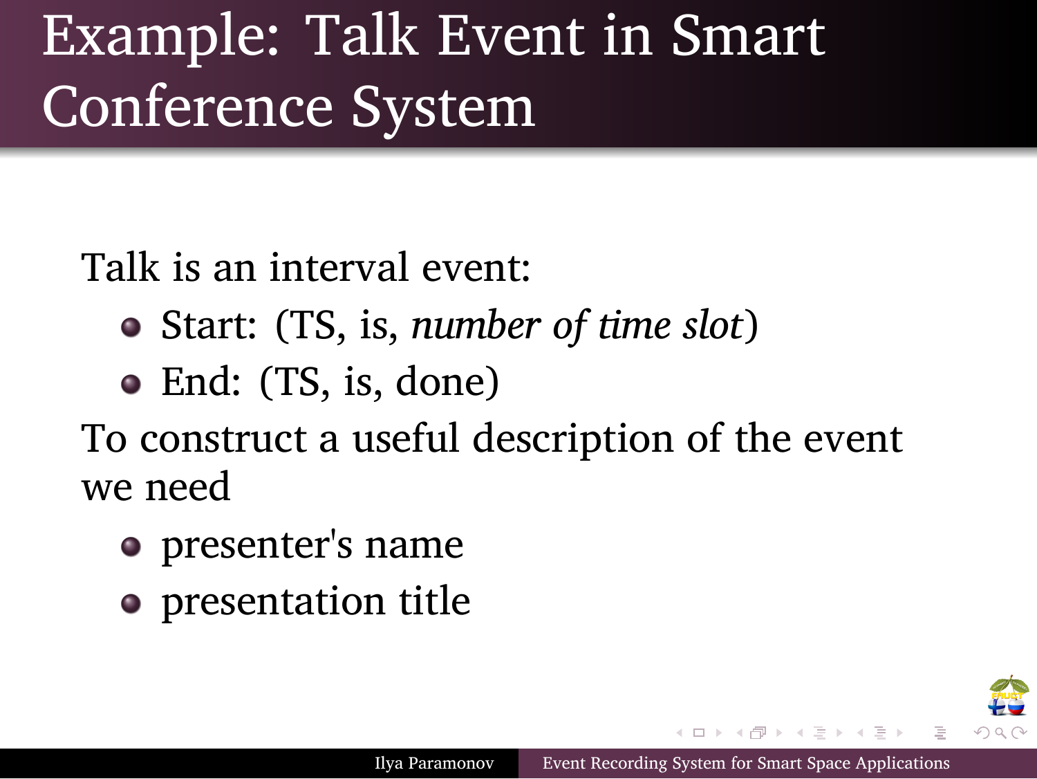# Example: Talk Event in Smart Conference System

Talk is an interval event:

- Start: (TS, is, *number of time slot*)
- End: (TS, is, done)

To construct a useful description of the event we need

- presenter's name
- presentation title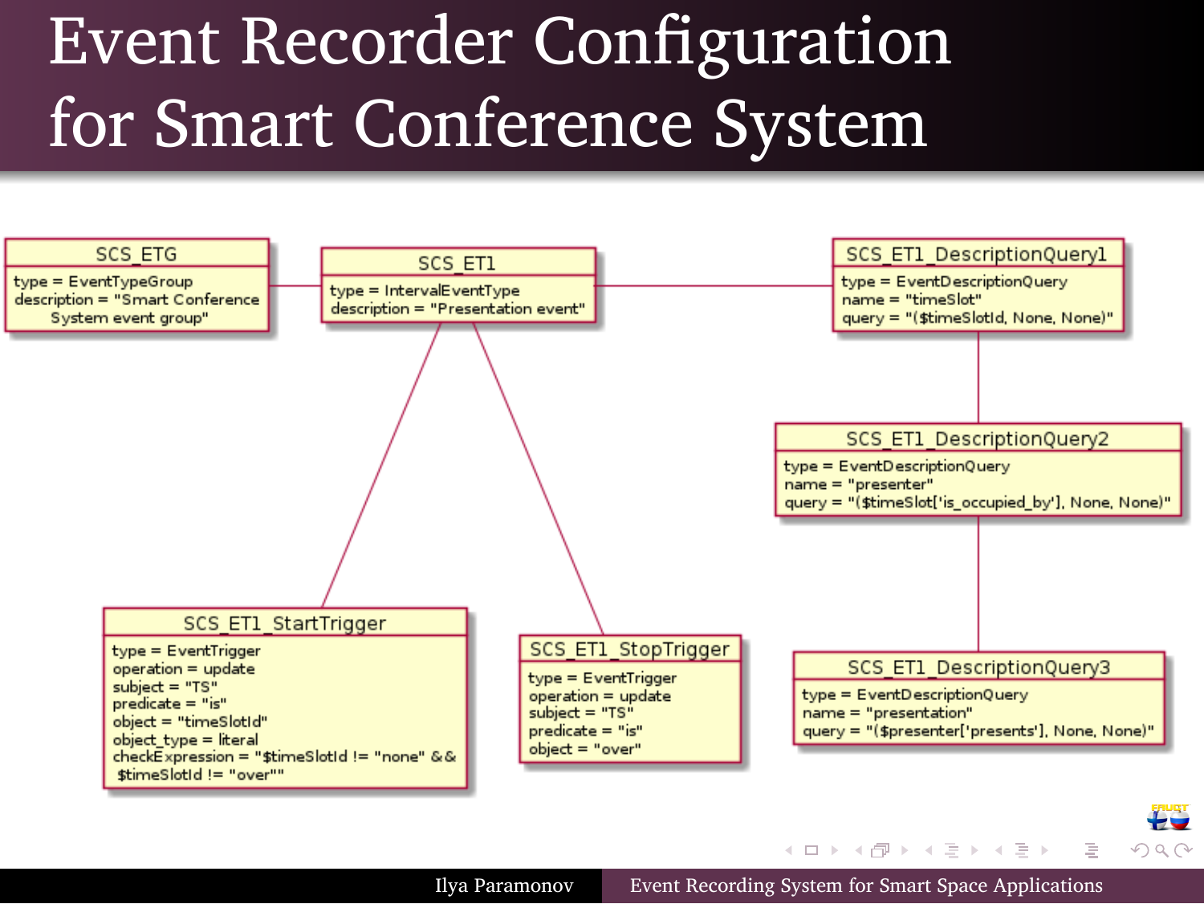# Event Recorder Configuration for Smart Conference System

**SCS_ETG**
type = EventTypeGroup
description = "Smart Conference System event group"

**SCS_ET1**
type = IntervalEventType
description = "Presentation event"

**SCS_ET1_DescriptionQuery1**
type = EventDescriptionQuery
name = "timeSlot"
query = "($timeSlotId, None, None)"

**SCS_ET1_DescriptionQuery2**
type = EventDescriptionQuery
name = "presenter"
query = "($timeSlot['is_occupied_by'], None, None)"

**SCS_ET1_DescriptionQuery3**
type = EventDescriptionQuery
name = "presentation"
query = "($presenter['presents'], None, None)"

**SCS_ET1_StartTrigger**
type = EventTrigger
operation = update
subject = "TS"
predicate = "is"
object = "timeSlotId"
object_type = literal
checkExpression = "$timeSlotId != "none" && $timeSlotId != "over""

**SCS_ET1_StopTrigger**
type = EventTrigger
operation = update
subject = "TS"
predicate = "is"
object = "over"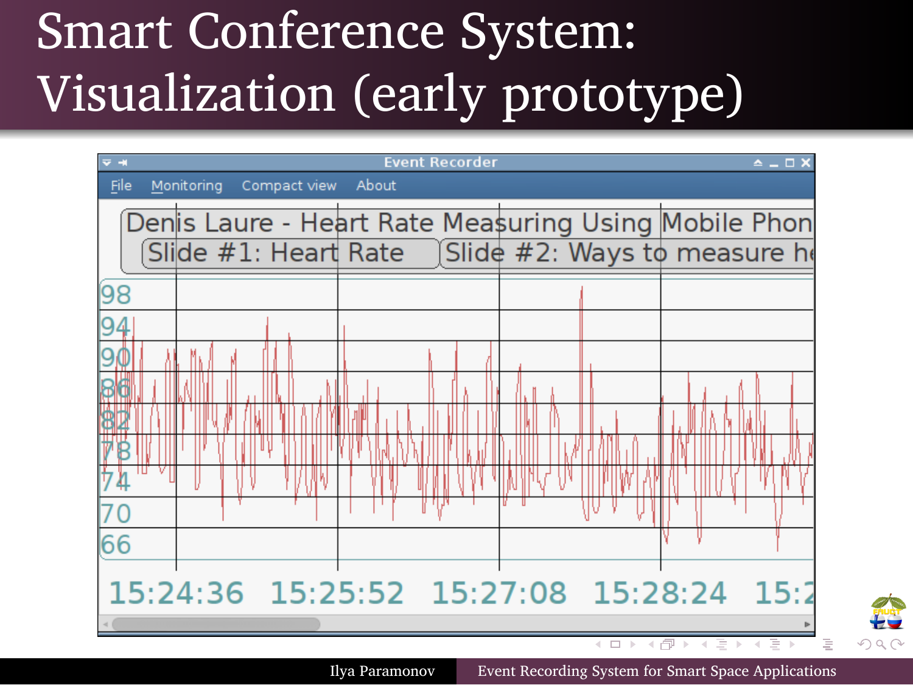# Smart Conference System: Visualization (early prototype)

Event Recorder

File Monitoring Compact view About

Denis Laure - Heart Rate Measuring Using Mobile Phon

Slide #1: Heart Rate | Slide #2: Ways to measure he

98
94
90
86
82
78
74
70
66

15:24:36 15:25:52 15:27:08 15:28:24 15:2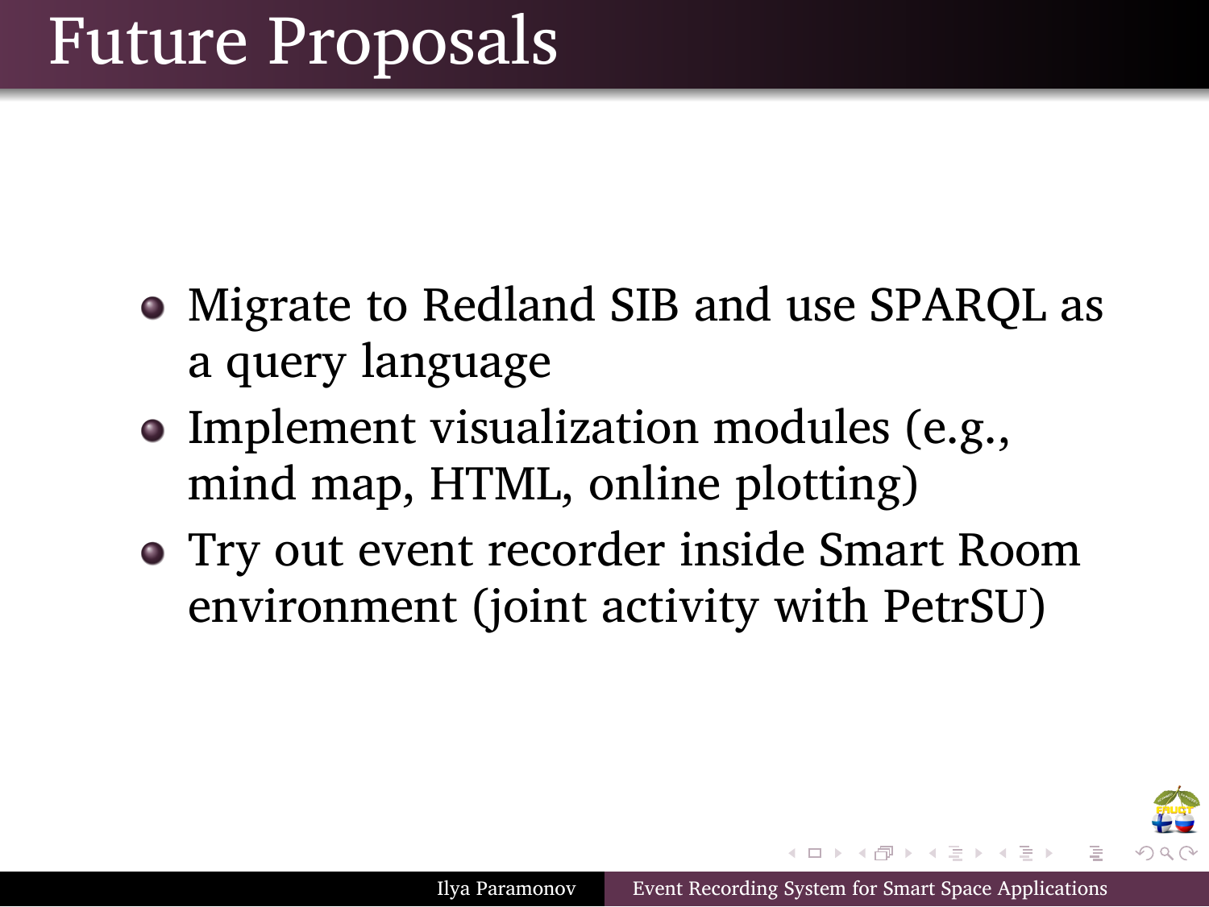# Future Proposals

- Migrate to Redland SIB and use SPARQL as a query language
- Implement visualization modules (e.g., mind map, HTML, online plotting)
- Try out event recorder inside Smart Room environment (joint activity with PetrSU)